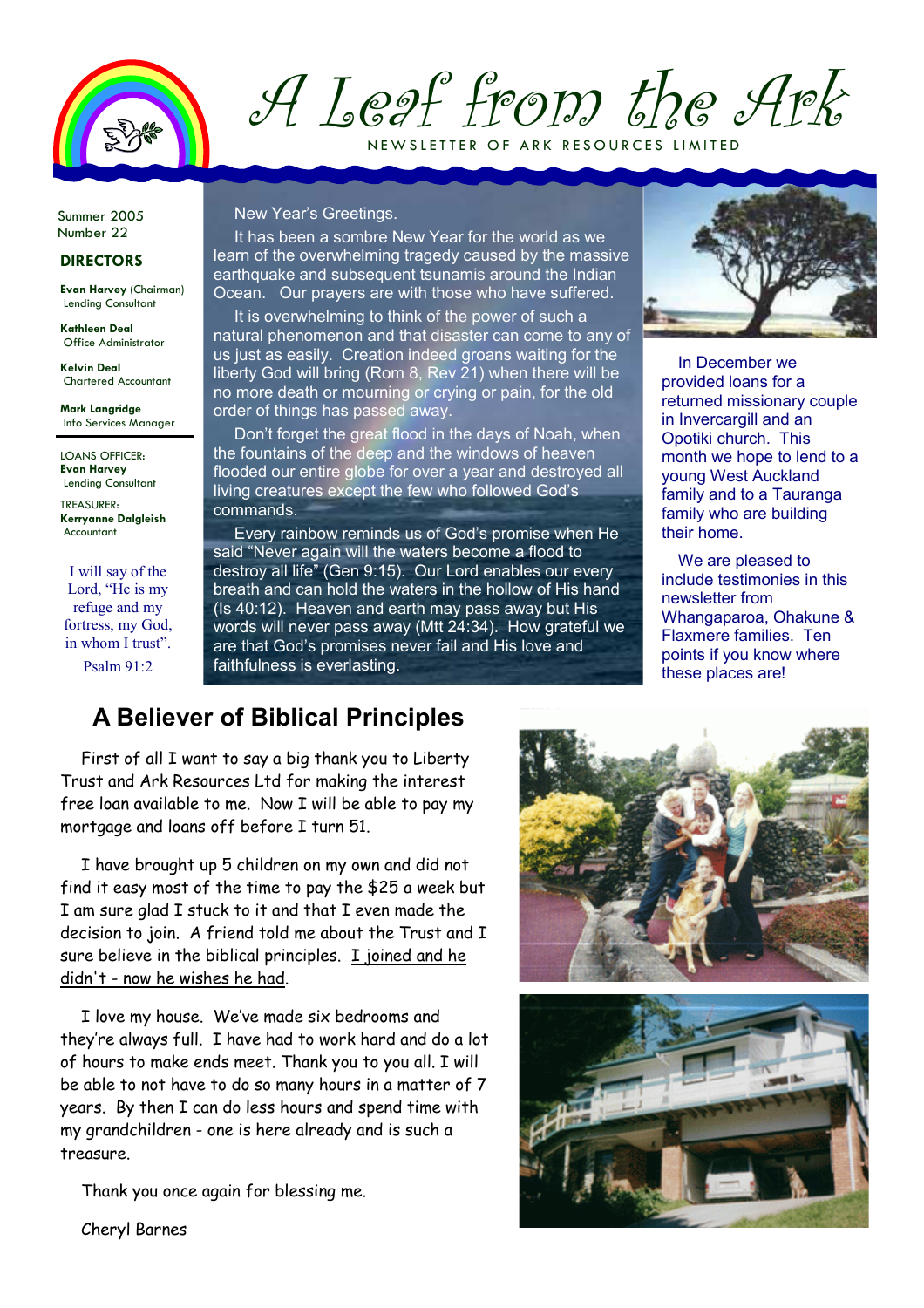# A Leaf from the Ark

NEWSLETTER OF ARK RESOURCES LIMITED

Summer 2005
Number 22

## DIRECTORS

**Evan Harvey** (Chairman)
Lending Consultant

**Kathleen Deal**
Office Administrator

**Kelvin Deal**
Chartered Accountant

**Mark Langridge**
Info Services Manager

LOANS OFFICER:
**Evan Harvey**
Lending Consultant

TREASURER:
**Kerryanne Dalgleish**
Accountant

I will say of the Lord, "He is my refuge and my fortress, my God, in whom I trust".
Psalm 91:2

New Year's Greetings.

It has been a sombre New Year for the world as we learn of the overwhelming tragedy caused by the massive earthquake and subsequent tsunamis around the Indian Ocean. Our prayers are with those who have suffered.

It is overwhelming to think of the power of such a natural phenomenon and that disaster can come to any of us just as easily. Creation indeed groans waiting for the liberty God will bring (Rom 8, Rev 21) when there will be no more death or mourning or crying or pain, for the old order of things has passed away.

Don't forget the great flood in the days of Noah, when the fountains of the deep and the windows of heaven flooded our entire globe for over a year and destroyed all living creatures except the few who followed God's commands.

Every rainbow reminds us of God's promise when He said "Never again will the waters become a flood to destroy all life" (Gen 9:15). Our Lord enables our every breath and can hold the waters in the hollow of His hand (Is 40:12). Heaven and earth may pass away but His words will never pass away (Mtt 24:34). How grateful we are that God's promises never fail and His love and faithfulness is everlasting.

In December we provided loans for a returned missionary couple in Invercargill and an Opotiki church. This month we hope to lend to a young West Auckland family and to a Tauranga family who are building their home.

We are pleased to include testimonies in this newsletter from Whangaparoa, Ohakune & Flaxmere families. Ten points if you know where these places are!

## A Believer of Biblical Principles

First of all I want to say a big thank you to Liberty Trust and Ark Resources Ltd for making the interest free loan available to me. Now I will be able to pay my mortgage and loans off before I turn 51.

I have brought up 5 children on my own and did not find it easy most of the time to pay the $25 a week but I am sure glad I stuck to it and that I even made the decision to join. A friend told me about the Trust and I sure believe in the biblical principles. <u>I joined and he didn't - now he wishes he had</u>.

I love my house. We've made six bedrooms and they're always full. I have had to work hard and do a lot of hours to make ends meet. Thank you to you all. I will be able to not have to do so many hours in a matter of 7 years. By then I can do less hours and spend time with my grandchildren - one is here already and is such a treasure.

Thank you once again for blessing me.

Cheryl Barnes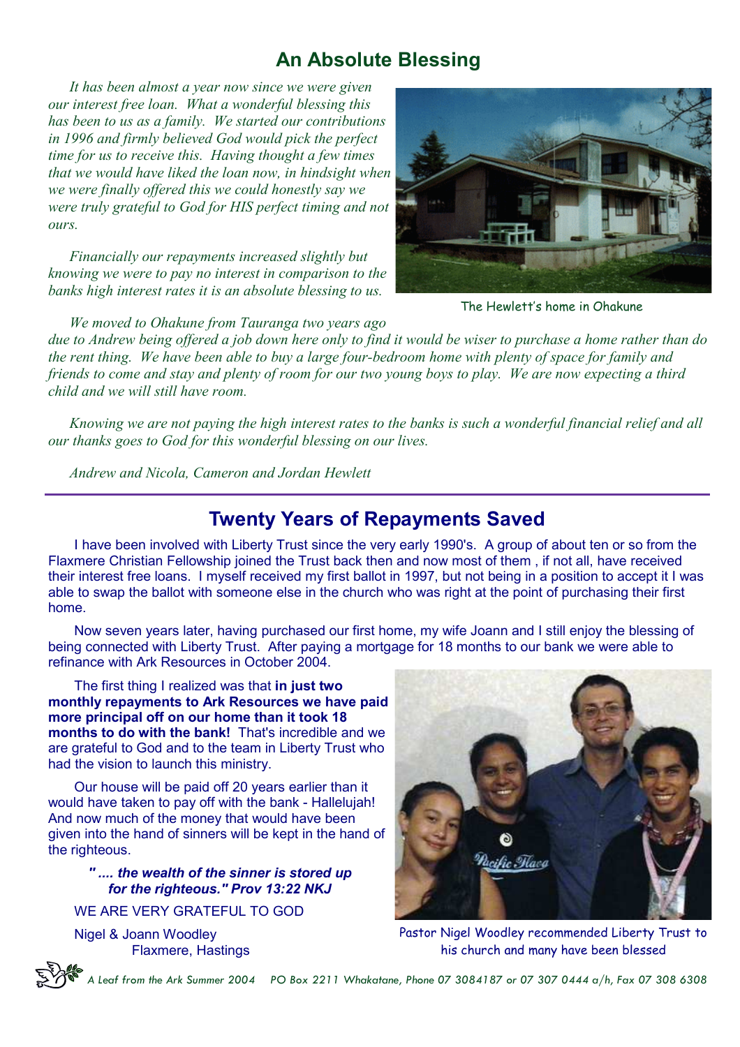## An Absolute Blessing

*It has been almost a year now since we were given our interest free loan. What a wonderful blessing this has been to us as a family. We started our contributions in 1996 and firmly believed God would pick the perfect time for us to receive this. Having thought a few times that we would have liked the loan now, in hindsight when we were finally offered this we could honestly say we were truly grateful to God for HIS perfect timing and not ours.*

*Financially our repayments increased slightly but knowing we were to pay no interest in comparison to the banks high interest rates it is an absolute blessing to us.*

The Hewlett's home in Ohakune

*We moved to Ohakune from Tauranga two years ago due to Andrew being offered a job down here only to find it would be wiser to purchase a home rather than do the rent thing. We have been able to buy a large four-bedroom home with plenty of space for family and friends to come and stay and plenty of room for our two young boys to play. We are now expecting a third child and we will still have room.*

*Knowing we are not paying the high interest rates to the banks is such a wonderful financial relief and all our thanks goes to God for this wonderful blessing on our lives.*

*Andrew and Nicola, Cameron and Jordan Hewlett*

---

## Twenty Years of Repayments Saved

I have been involved with Liberty Trust since the very early 1990's. A group of about ten or so from the Flaxmere Christian Fellowship joined the Trust back then and now most of them , if not all, have received their interest free loans. I myself received my first ballot in 1997, but not being in a position to accept it I was able to swap the ballot with someone else in the church who was right at the point of purchasing their first home.

Now seven years later, having purchased our first home, my wife Joann and I still enjoy the blessing of being connected with Liberty Trust. After paying a mortgage for 18 months to our bank we were able to refinance with Ark Resources in October 2004.

The first thing I realized was that **in just two monthly repayments to Ark Resources we have paid more principal off on our home than it took 18 months to do with the bank!** That's incredible and we are grateful to God and to the team in Liberty Trust who had the vision to launch this ministry.

Our house will be paid off 20 years earlier than it would have taken to pay off with the bank - Hallelujah! And now much of the money that would have been given into the hand of sinners will be kept in the hand of the righteous.

***" .... the wealth of the sinner is stored up for the righteous." Prov 13:22 NKJ***

WE ARE VERY GRATEFUL TO GOD

Nigel & Joann Woodley
Flaxmere, Hastings

Pastor Nigel Woodley recommended Liberty Trust to his church and many have been blessed